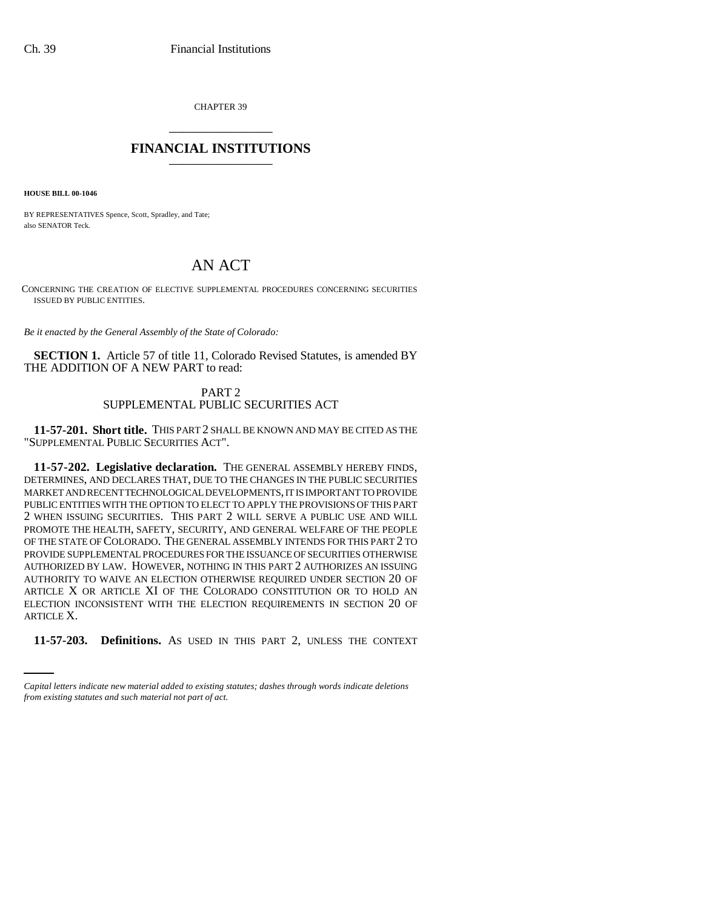CHAPTER 39

# FINANCIAL INSTITUTIONS

**HOUSE BILL 00-1046**

BY REPRESENTATIVES Spence, Scott, Spradley, and Tate;
also SENATOR Teck.

## AN ACT

CONCERNING THE CREATION OF ELECTIVE SUPPLEMENTAL PROCEDURES CONCERNING SECURITIES ISSUED BY PUBLIC ENTITIES.

*Be it enacted by the General Assembly of the State of Colorado:*

**SECTION 1.** Article 57 of title 11, Colorado Revised Statutes, is amended BY THE ADDITION OF A NEW PART to read:

PART 2
SUPPLEMENTAL PUBLIC SECURITIES ACT

**11-57-201. Short title.** THIS PART 2 SHALL BE KNOWN AND MAY BE CITED AS THE "SUPPLEMENTAL PUBLIC SECURITIES ACT".

**11-57-202. Legislative declaration.** THE GENERAL ASSEMBLY HEREBY FINDS, DETERMINES, AND DECLARES THAT, DUE TO THE CHANGES IN THE PUBLIC SECURITIES MARKET AND RECENT TECHNOLOGICAL DEVELOPMENTS, IT IS IMPORTANT TO PROVIDE PUBLIC ENTITIES WITH THE OPTION TO ELECT TO APPLY THE PROVISIONS OF THIS PART 2 WHEN ISSUING SECURITIES. THIS PART 2 WILL SERVE A PUBLIC USE AND WILL PROMOTE THE HEALTH, SAFETY, SECURITY, AND GENERAL WELFARE OF THE PEOPLE OF THE STATE OF COLORADO. THE GENERAL ASSEMBLY INTENDS FOR THIS PART 2 TO PROVIDE SUPPLEMENTAL PROCEDURES FOR THE ISSUANCE OF SECURITIES OTHERWISE AUTHORIZED BY LAW. HOWEVER, NOTHING IN THIS PART 2 AUTHORIZES AN ISSUING AUTHORITY TO WAIVE AN ELECTION OTHERWISE REQUIRED UNDER SECTION 20 OF ARTICLE X OR ARTICLE XI OF THE COLORADO CONSTITUTION OR TO HOLD AN ELECTION INCONSISTENT WITH THE ELECTION REQUIREMENTS IN SECTION 20 OF ARTICLE X.

**11-57-203. Definitions.** AS USED IN THIS PART 2, UNLESS THE CONTEXT

*Capital letters indicate new material added to existing statutes; dashes through words indicate deletions from existing statutes and such material not part of act.*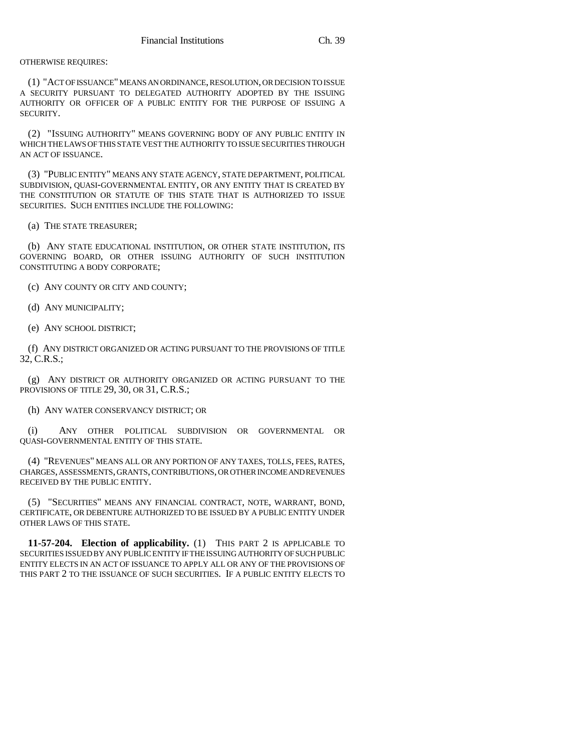OTHERWISE REQUIRES:

(1) "ACT OF ISSUANCE" MEANS AN ORDINANCE, RESOLUTION, OR DECISION TO ISSUE A SECURITY PURSUANT TO DELEGATED AUTHORITY ADOPTED BY THE ISSUING AUTHORITY OR OFFICER OF A PUBLIC ENTITY FOR THE PURPOSE OF ISSUING A SECURITY.

(2) "ISSUING AUTHORITY" MEANS GOVERNING BODY OF ANY PUBLIC ENTITY IN WHICH THE LAWS OF THIS STATE VEST THE AUTHORITY TO ISSUE SECURITIES THROUGH AN ACT OF ISSUANCE.

(3) "PUBLIC ENTITY" MEANS ANY STATE AGENCY, STATE DEPARTMENT, POLITICAL SUBDIVISION, QUASI-GOVERNMENTAL ENTITY, OR ANY ENTITY THAT IS CREATED BY THE CONSTITUTION OR STATUTE OF THIS STATE THAT IS AUTHORIZED TO ISSUE SECURITIES. SUCH ENTITIES INCLUDE THE FOLLOWING:

(a) THE STATE TREASURER;

(b) ANY STATE EDUCATIONAL INSTITUTION, OR OTHER STATE INSTITUTION, ITS GOVERNING BOARD, OR OTHER ISSUING AUTHORITY OF SUCH INSTITUTION CONSTITUTING A BODY CORPORATE;

(c) ANY COUNTY OR CITY AND COUNTY;

(d) ANY MUNICIPALITY;

(e) ANY SCHOOL DISTRICT;

(f) ANY DISTRICT ORGANIZED OR ACTING PURSUANT TO THE PROVISIONS OF TITLE 32, C.R.S.;

(g) ANY DISTRICT OR AUTHORITY ORGANIZED OR ACTING PURSUANT TO THE PROVISIONS OF TITLE 29, 30, OR 31, C.R.S.;

(h) ANY WATER CONSERVANCY DISTRICT; OR

(i) ANY OTHER POLITICAL SUBDIVISION OR GOVERNMENTAL OR QUASI-GOVERNMENTAL ENTITY OF THIS STATE.

(4) "REVENUES" MEANS ALL OR ANY PORTION OF ANY TAXES, TOLLS, FEES, RATES, CHARGES, ASSESSMENTS, GRANTS, CONTRIBUTIONS, OR OTHER INCOME AND REVENUES RECEIVED BY THE PUBLIC ENTITY.

(5) "SECURITIES" MEANS ANY FINANCIAL CONTRACT, NOTE, WARRANT, BOND, CERTIFICATE, OR DEBENTURE AUTHORIZED TO BE ISSUED BY A PUBLIC ENTITY UNDER OTHER LAWS OF THIS STATE.

**11-57-204. Election of applicability.** (1) THIS PART 2 IS APPLICABLE TO SECURITIES ISSUED BY ANY PUBLIC ENTITY IF THE ISSUING AUTHORITY OF SUCH PUBLIC ENTITY ELECTS IN AN ACT OF ISSUANCE TO APPLY ALL OR ANY OF THE PROVISIONS OF THIS PART 2 TO THE ISSUANCE OF SUCH SECURITIES. IF A PUBLIC ENTITY ELECTS TO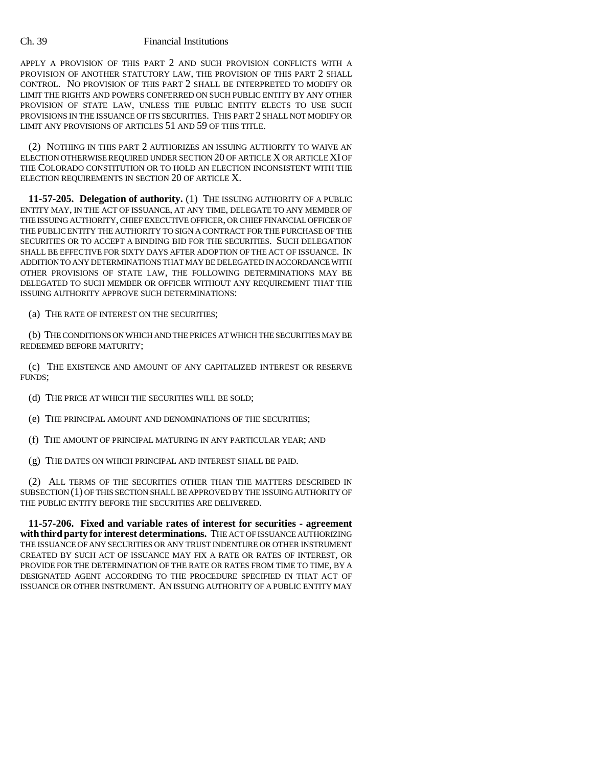APPLY A PROVISION OF THIS PART 2 AND SUCH PROVISION CONFLICTS WITH A PROVISION OF ANOTHER STATUTORY LAW, THE PROVISION OF THIS PART 2 SHALL CONTROL. NO PROVISION OF THIS PART 2 SHALL BE INTERPRETED TO MODIFY OR LIMIT THE RIGHTS AND POWERS CONFERRED ON SUCH PUBLIC ENTITY BY ANY OTHER PROVISION OF STATE LAW, UNLESS THE PUBLIC ENTITY ELECTS TO USE SUCH PROVISIONS IN THE ISSUANCE OF ITS SECURITIES. THIS PART 2 SHALL NOT MODIFY OR LIMIT ANY PROVISIONS OF ARTICLES 51 AND 59 OF THIS TITLE.

(2) NOTHING IN THIS PART 2 AUTHORIZES AN ISSUING AUTHORITY TO WAIVE AN ELECTION OTHERWISE REQUIRED UNDER SECTION 20 OF ARTICLE X OR ARTICLE XI OF THE COLORADO CONSTITUTION OR TO HOLD AN ELECTION INCONSISTENT WITH THE ELECTION REQUIREMENTS IN SECTION 20 OF ARTICLE X.

**11-57-205. Delegation of authority.** (1) THE ISSUING AUTHORITY OF A PUBLIC ENTITY MAY, IN THE ACT OF ISSUANCE, AT ANY TIME, DELEGATE TO ANY MEMBER OF THE ISSUING AUTHORITY, CHIEF EXECUTIVE OFFICER, OR CHIEF FINANCIAL OFFICER OF THE PUBLIC ENTITY THE AUTHORITY TO SIGN A CONTRACT FOR THE PURCHASE OF THE SECURITIES OR TO ACCEPT A BINDING BID FOR THE SECURITIES. SUCH DELEGATION SHALL BE EFFECTIVE FOR SIXTY DAYS AFTER ADOPTION OF THE ACT OF ISSUANCE. IN ADDITION TO ANY DETERMINATIONS THAT MAY BE DELEGATED IN ACCORDANCE WITH OTHER PROVISIONS OF STATE LAW, THE FOLLOWING DETERMINATIONS MAY BE DELEGATED TO SUCH MEMBER OR OFFICER WITHOUT ANY REQUIREMENT THAT THE ISSUING AUTHORITY APPROVE SUCH DETERMINATIONS:

(a) THE RATE OF INTEREST ON THE SECURITIES;

(b) THE CONDITIONS ON WHICH AND THE PRICES AT WHICH THE SECURITIES MAY BE REDEEMED BEFORE MATURITY;

(c) THE EXISTENCE AND AMOUNT OF ANY CAPITALIZED INTEREST OR RESERVE FUNDS;

(d) THE PRICE AT WHICH THE SECURITIES WILL BE SOLD;

(e) THE PRINCIPAL AMOUNT AND DENOMINATIONS OF THE SECURITIES;

(f) THE AMOUNT OF PRINCIPAL MATURING IN ANY PARTICULAR YEAR; AND

(g) THE DATES ON WHICH PRINCIPAL AND INTEREST SHALL BE PAID.

(2) ALL TERMS OF THE SECURITIES OTHER THAN THE MATTERS DESCRIBED IN SUBSECTION (1) OF THIS SECTION SHALL BE APPROVED BY THE ISSUING AUTHORITY OF THE PUBLIC ENTITY BEFORE THE SECURITIES ARE DELIVERED.

**11-57-206. Fixed and variable rates of interest for securities - agreement with third party for interest determinations.** THE ACT OF ISSUANCE AUTHORIZING THE ISSUANCE OF ANY SECURITIES OR ANY TRUST INDENTURE OR OTHER INSTRUMENT CREATED BY SUCH ACT OF ISSUANCE MAY FIX A RATE OR RATES OF INTEREST, OR PROVIDE FOR THE DETERMINATION OF THE RATE OR RATES FROM TIME TO TIME, BY A DESIGNATED AGENT ACCORDING TO THE PROCEDURE SPECIFIED IN THAT ACT OF ISSUANCE OR OTHER INSTRUMENT. AN ISSUING AUTHORITY OF A PUBLIC ENTITY MAY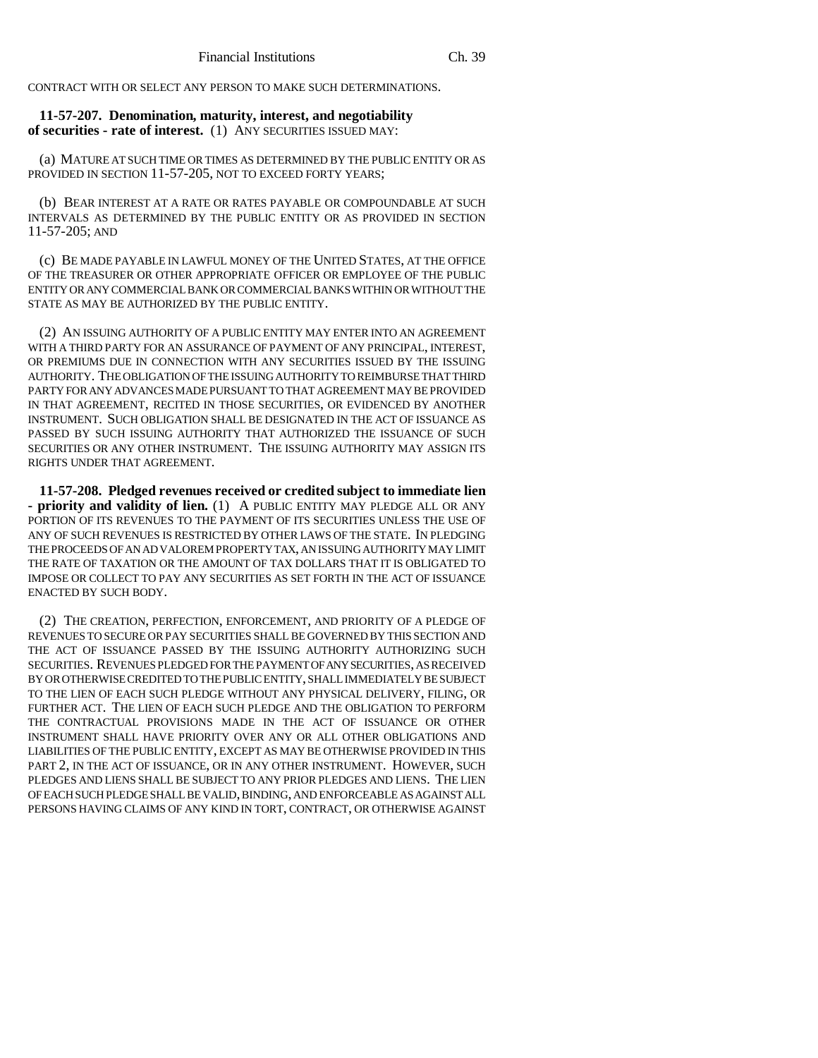CONTRACT WITH OR SELECT ANY PERSON TO MAKE SUCH DETERMINATIONS.

**11-57-207. Denomination, maturity, interest, and negotiability of securities - rate of interest.** (1) ANY SECURITIES ISSUED MAY:

(a) MATURE AT SUCH TIME OR TIMES AS DETERMINED BY THE PUBLIC ENTITY OR AS PROVIDED IN SECTION 11-57-205, NOT TO EXCEED FORTY YEARS;

(b) BEAR INTEREST AT A RATE OR RATES PAYABLE OR COMPOUNDABLE AT SUCH INTERVALS AS DETERMINED BY THE PUBLIC ENTITY OR AS PROVIDED IN SECTION 11-57-205; AND

(c) BE MADE PAYABLE IN LAWFUL MONEY OF THE UNITED STATES, AT THE OFFICE OF THE TREASURER OR OTHER APPROPRIATE OFFICER OR EMPLOYEE OF THE PUBLIC ENTITY OR ANY COMMERCIAL BANK OR COMMERCIAL BANKS WITHIN OR WITHOUT THE STATE AS MAY BE AUTHORIZED BY THE PUBLIC ENTITY.

(2) AN ISSUING AUTHORITY OF A PUBLIC ENTITY MAY ENTER INTO AN AGREEMENT WITH A THIRD PARTY FOR AN ASSURANCE OF PAYMENT OF ANY PRINCIPAL, INTEREST, OR PREMIUMS DUE IN CONNECTION WITH ANY SECURITIES ISSUED BY THE ISSUING AUTHORITY. THE OBLIGATION OF THE ISSUING AUTHORITY TO REIMBURSE THAT THIRD PARTY FOR ANY ADVANCES MADE PURSUANT TO THAT AGREEMENT MAY BE PROVIDED IN THAT AGREEMENT, RECITED IN THOSE SECURITIES, OR EVIDENCED BY ANOTHER INSTRUMENT. SUCH OBLIGATION SHALL BE DESIGNATED IN THE ACT OF ISSUANCE AS PASSED BY SUCH ISSUING AUTHORITY THAT AUTHORIZED THE ISSUANCE OF SUCH SECURITIES OR ANY OTHER INSTRUMENT. THE ISSUING AUTHORITY MAY ASSIGN ITS RIGHTS UNDER THAT AGREEMENT.

**11-57-208. Pledged revenues received or credited subject to immediate lien - priority and validity of lien.** (1) A PUBLIC ENTITY MAY PLEDGE ALL OR ANY PORTION OF ITS REVENUES TO THE PAYMENT OF ITS SECURITIES UNLESS THE USE OF ANY OF SUCH REVENUES IS RESTRICTED BY OTHER LAWS OF THE STATE. IN PLEDGING THE PROCEEDS OF AN AD VALOREM PROPERTY TAX, AN ISSUING AUTHORITY MAY LIMIT THE RATE OF TAXATION OR THE AMOUNT OF TAX DOLLARS THAT IT IS OBLIGATED TO IMPOSE OR COLLECT TO PAY ANY SECURITIES AS SET FORTH IN THE ACT OF ISSUANCE ENACTED BY SUCH BODY.

(2) THE CREATION, PERFECTION, ENFORCEMENT, AND PRIORITY OF A PLEDGE OF REVENUES TO SECURE OR PAY SECURITIES SHALL BE GOVERNED BY THIS SECTION AND THE ACT OF ISSUANCE PASSED BY THE ISSUING AUTHORITY AUTHORIZING SUCH SECURITIES. REVENUES PLEDGED FOR THE PAYMENT OF ANY SECURITIES, AS RECEIVED BY OR OTHERWISE CREDITED TO THE PUBLIC ENTITY, SHALL IMMEDIATELY BE SUBJECT TO THE LIEN OF EACH SUCH PLEDGE WITHOUT ANY PHYSICAL DELIVERY, FILING, OR FURTHER ACT. THE LIEN OF EACH SUCH PLEDGE AND THE OBLIGATION TO PERFORM THE CONTRACTUAL PROVISIONS MADE IN THE ACT OF ISSUANCE OR OTHER INSTRUMENT SHALL HAVE PRIORITY OVER ANY OR ALL OTHER OBLIGATIONS AND LIABILITIES OF THE PUBLIC ENTITY, EXCEPT AS MAY BE OTHERWISE PROVIDED IN THIS PART 2, IN THE ACT OF ISSUANCE, OR IN ANY OTHER INSTRUMENT. HOWEVER, SUCH PLEDGES AND LIENS SHALL BE SUBJECT TO ANY PRIOR PLEDGES AND LIENS. THE LIEN OF EACH SUCH PLEDGE SHALL BE VALID, BINDING, AND ENFORCEABLE AS AGAINST ALL PERSONS HAVING CLAIMS OF ANY KIND IN TORT, CONTRACT, OR OTHERWISE AGAINST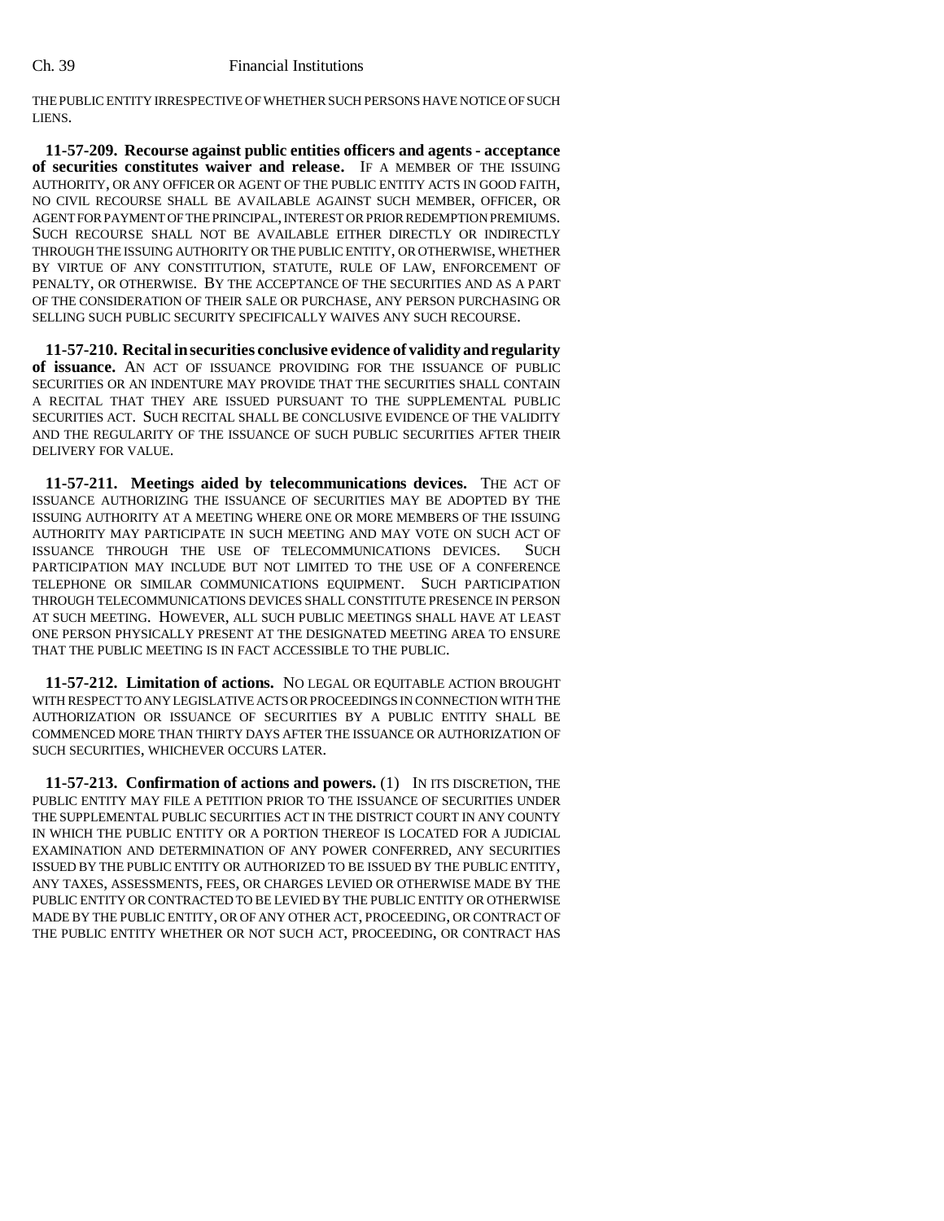THE PUBLIC ENTITY IRRESPECTIVE OF WHETHER SUCH PERSONS HAVE NOTICE OF SUCH LIENS.

**11-57-209. Recourse against public entities officers and agents - acceptance of securities constitutes waiver and release.** IF A MEMBER OF THE ISSUING AUTHORITY, OR ANY OFFICER OR AGENT OF THE PUBLIC ENTITY ACTS IN GOOD FAITH, NO CIVIL RECOURSE SHALL BE AVAILABLE AGAINST SUCH MEMBER, OFFICER, OR AGENT FOR PAYMENT OF THE PRINCIPAL, INTEREST OR PRIOR REDEMPTION PREMIUMS. SUCH RECOURSE SHALL NOT BE AVAILABLE EITHER DIRECTLY OR INDIRECTLY THROUGH THE ISSUING AUTHORITY OR THE PUBLIC ENTITY, OR OTHERWISE, WHETHER BY VIRTUE OF ANY CONSTITUTION, STATUTE, RULE OF LAW, ENFORCEMENT OF PENALTY, OR OTHERWISE. BY THE ACCEPTANCE OF THE SECURITIES AND AS A PART OF THE CONSIDERATION OF THEIR SALE OR PURCHASE, ANY PERSON PURCHASING OR SELLING SUCH PUBLIC SECURITY SPECIFICALLY WAIVES ANY SUCH RECOURSE.

**11-57-210. Recital in securities conclusive evidence of validity and regularity of issuance.** AN ACT OF ISSUANCE PROVIDING FOR THE ISSUANCE OF PUBLIC SECURITIES OR AN INDENTURE MAY PROVIDE THAT THE SECURITIES SHALL CONTAIN A RECITAL THAT THEY ARE ISSUED PURSUANT TO THE SUPPLEMENTAL PUBLIC SECURITIES ACT. SUCH RECITAL SHALL BE CONCLUSIVE EVIDENCE OF THE VALIDITY AND THE REGULARITY OF THE ISSUANCE OF SUCH PUBLIC SECURITIES AFTER THEIR DELIVERY FOR VALUE.

**11-57-211. Meetings aided by telecommunications devices.** THE ACT OF ISSUANCE AUTHORIZING THE ISSUANCE OF SECURITIES MAY BE ADOPTED BY THE ISSUING AUTHORITY AT A MEETING WHERE ONE OR MORE MEMBERS OF THE ISSUING AUTHORITY MAY PARTICIPATE IN SUCH MEETING AND MAY VOTE ON SUCH ACT OF ISSUANCE THROUGH THE USE OF TELECOMMUNICATIONS DEVICES. SUCH PARTICIPATION MAY INCLUDE BUT NOT LIMITED TO THE USE OF A CONFERENCE TELEPHONE OR SIMILAR COMMUNICATIONS EQUIPMENT. SUCH PARTICIPATION THROUGH TELECOMMUNICATIONS DEVICES SHALL CONSTITUTE PRESENCE IN PERSON AT SUCH MEETING. HOWEVER, ALL SUCH PUBLIC MEETINGS SHALL HAVE AT LEAST ONE PERSON PHYSICALLY PRESENT AT THE DESIGNATED MEETING AREA TO ENSURE THAT THE PUBLIC MEETING IS IN FACT ACCESSIBLE TO THE PUBLIC.

**11-57-212. Limitation of actions.** NO LEGAL OR EQUITABLE ACTION BROUGHT WITH RESPECT TO ANY LEGISLATIVE ACTS OR PROCEEDINGS IN CONNECTION WITH THE AUTHORIZATION OR ISSUANCE OF SECURITIES BY A PUBLIC ENTITY SHALL BE COMMENCED MORE THAN THIRTY DAYS AFTER THE ISSUANCE OR AUTHORIZATION OF SUCH SECURITIES, WHICHEVER OCCURS LATER.

**11-57-213. Confirmation of actions and powers.** (1) IN ITS DISCRETION, THE PUBLIC ENTITY MAY FILE A PETITION PRIOR TO THE ISSUANCE OF SECURITIES UNDER THE SUPPLEMENTAL PUBLIC SECURITIES ACT IN THE DISTRICT COURT IN ANY COUNTY IN WHICH THE PUBLIC ENTITY OR A PORTION THEREOF IS LOCATED FOR A JUDICIAL EXAMINATION AND DETERMINATION OF ANY POWER CONFERRED, ANY SECURITIES ISSUED BY THE PUBLIC ENTITY OR AUTHORIZED TO BE ISSUED BY THE PUBLIC ENTITY, ANY TAXES, ASSESSMENTS, FEES, OR CHARGES LEVIED OR OTHERWISE MADE BY THE PUBLIC ENTITY OR CONTRACTED TO BE LEVIED BY THE PUBLIC ENTITY OR OTHERWISE MADE BY THE PUBLIC ENTITY, OR OF ANY OTHER ACT, PROCEEDING, OR CONTRACT OF THE PUBLIC ENTITY WHETHER OR NOT SUCH ACT, PROCEEDING, OR CONTRACT HAS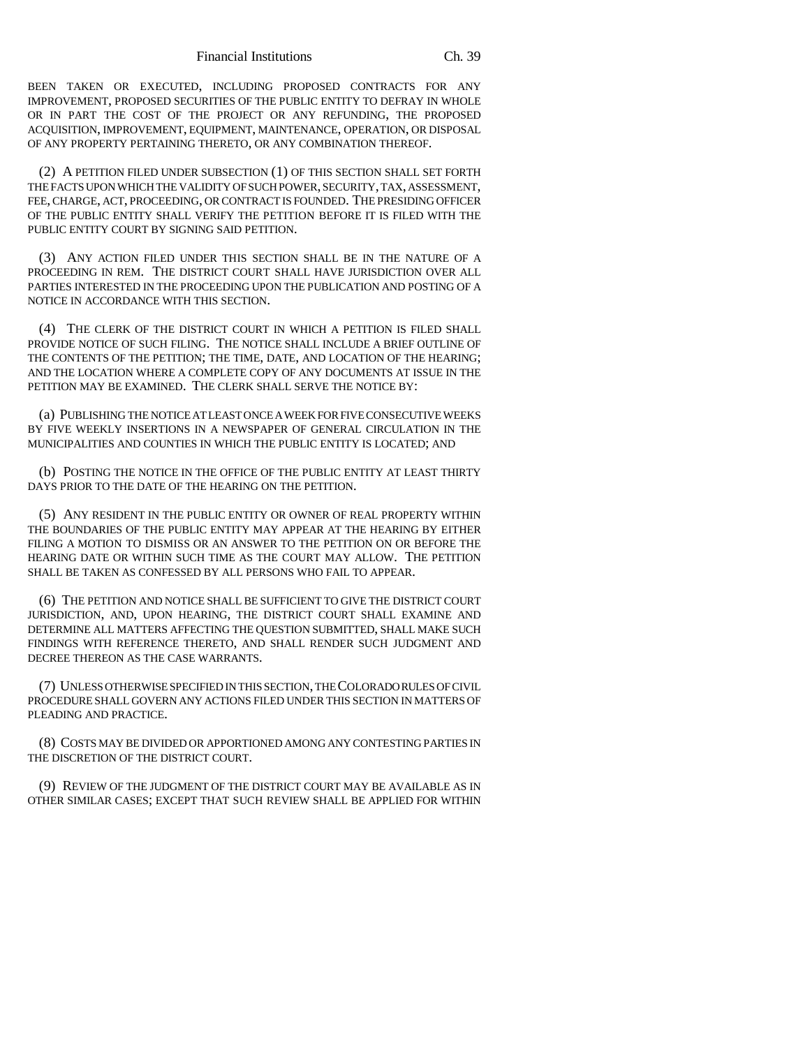BEEN TAKEN OR EXECUTED, INCLUDING PROPOSED CONTRACTS FOR ANY IMPROVEMENT, PROPOSED SECURITIES OF THE PUBLIC ENTITY TO DEFRAY IN WHOLE OR IN PART THE COST OF THE PROJECT OR ANY REFUNDING, THE PROPOSED ACQUISITION, IMPROVEMENT, EQUIPMENT, MAINTENANCE, OPERATION, OR DISPOSAL OF ANY PROPERTY PERTAINING THERETO, OR ANY COMBINATION THEREOF.

(2) A PETITION FILED UNDER SUBSECTION (1) OF THIS SECTION SHALL SET FORTH THE FACTS UPON WHICH THE VALIDITY OF SUCH POWER, SECURITY, TAX, ASSESSMENT, FEE, CHARGE, ACT, PROCEEDING, OR CONTRACT IS FOUNDED. THE PRESIDING OFFICER OF THE PUBLIC ENTITY SHALL VERIFY THE PETITION BEFORE IT IS FILED WITH THE PUBLIC ENTITY COURT BY SIGNING SAID PETITION.

(3) ANY ACTION FILED UNDER THIS SECTION SHALL BE IN THE NATURE OF A PROCEEDING IN REM. THE DISTRICT COURT SHALL HAVE JURISDICTION OVER ALL PARTIES INTERESTED IN THE PROCEEDING UPON THE PUBLICATION AND POSTING OF A NOTICE IN ACCORDANCE WITH THIS SECTION.

(4) THE CLERK OF THE DISTRICT COURT IN WHICH A PETITION IS FILED SHALL PROVIDE NOTICE OF SUCH FILING. THE NOTICE SHALL INCLUDE A BRIEF OUTLINE OF THE CONTENTS OF THE PETITION; THE TIME, DATE, AND LOCATION OF THE HEARING; AND THE LOCATION WHERE A COMPLETE COPY OF ANY DOCUMENTS AT ISSUE IN THE PETITION MAY BE EXAMINED. THE CLERK SHALL SERVE THE NOTICE BY:

(a) PUBLISHING THE NOTICE AT LEAST ONCE A WEEK FOR FIVE CONSECUTIVE WEEKS BY FIVE WEEKLY INSERTIONS IN A NEWSPAPER OF GENERAL CIRCULATION IN THE MUNICIPALITIES AND COUNTIES IN WHICH THE PUBLIC ENTITY IS LOCATED; AND

(b) POSTING THE NOTICE IN THE OFFICE OF THE PUBLIC ENTITY AT LEAST THIRTY DAYS PRIOR TO THE DATE OF THE HEARING ON THE PETITION.

(5) ANY RESIDENT IN THE PUBLIC ENTITY OR OWNER OF REAL PROPERTY WITHIN THE BOUNDARIES OF THE PUBLIC ENTITY MAY APPEAR AT THE HEARING BY EITHER FILING A MOTION TO DISMISS OR AN ANSWER TO THE PETITION ON OR BEFORE THE HEARING DATE OR WITHIN SUCH TIME AS THE COURT MAY ALLOW. THE PETITION SHALL BE TAKEN AS CONFESSED BY ALL PERSONS WHO FAIL TO APPEAR.

(6) THE PETITION AND NOTICE SHALL BE SUFFICIENT TO GIVE THE DISTRICT COURT JURISDICTION, AND, UPON HEARING, THE DISTRICT COURT SHALL EXAMINE AND DETERMINE ALL MATTERS AFFECTING THE QUESTION SUBMITTED, SHALL MAKE SUCH FINDINGS WITH REFERENCE THERETO, AND SHALL RENDER SUCH JUDGMENT AND DECREE THEREON AS THE CASE WARRANTS.

(7) UNLESS OTHERWISE SPECIFIED IN THIS SECTION, THE COLORADO RULES OF CIVIL PROCEDURE SHALL GOVERN ANY ACTIONS FILED UNDER THIS SECTION IN MATTERS OF PLEADING AND PRACTICE.

(8) COSTS MAY BE DIVIDED OR APPORTIONED AMONG ANY CONTESTING PARTIES IN THE DISCRETION OF THE DISTRICT COURT.

(9) REVIEW OF THE JUDGMENT OF THE DISTRICT COURT MAY BE AVAILABLE AS IN OTHER SIMILAR CASES; EXCEPT THAT SUCH REVIEW SHALL BE APPLIED FOR WITHIN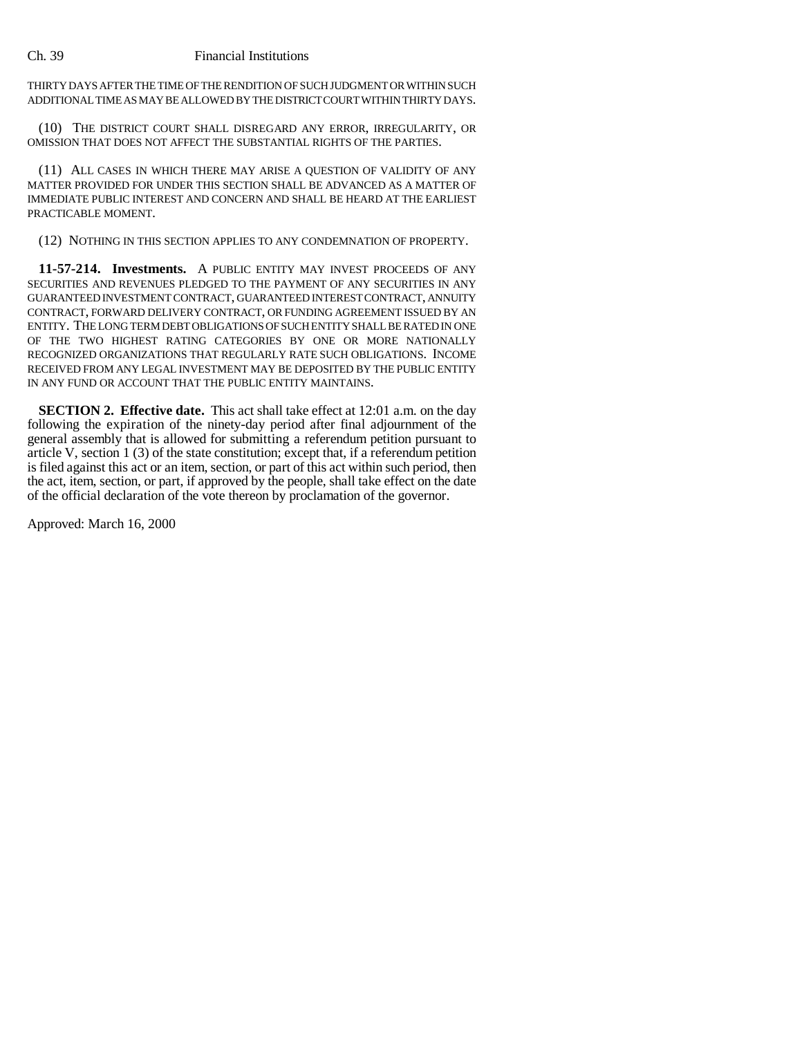THIRTY DAYS AFTER THE TIME OF THE RENDITION OF SUCH JUDGMENT OR WITHIN SUCH ADDITIONAL TIME AS MAY BE ALLOWED BY THE DISTRICT COURT WITHIN THIRTY DAYS.

(10) THE DISTRICT COURT SHALL DISREGARD ANY ERROR, IRREGULARITY, OR OMISSION THAT DOES NOT AFFECT THE SUBSTANTIAL RIGHTS OF THE PARTIES.

(11) ALL CASES IN WHICH THERE MAY ARISE A QUESTION OF VALIDITY OF ANY MATTER PROVIDED FOR UNDER THIS SECTION SHALL BE ADVANCED AS A MATTER OF IMMEDIATE PUBLIC INTEREST AND CONCERN AND SHALL BE HEARD AT THE EARLIEST PRACTICABLE MOMENT.

(12) NOTHING IN THIS SECTION APPLIES TO ANY CONDEMNATION OF PROPERTY.

**11-57-214. Investments.** A PUBLIC ENTITY MAY INVEST PROCEEDS OF ANY SECURITIES AND REVENUES PLEDGED TO THE PAYMENT OF ANY SECURITIES IN ANY GUARANTEED INVESTMENT CONTRACT, GUARANTEED INTEREST CONTRACT, ANNUITY CONTRACT, FORWARD DELIVERY CONTRACT, OR FUNDING AGREEMENT ISSUED BY AN ENTITY. THE LONG TERM DEBT OBLIGATIONS OF SUCH ENTITY SHALL BE RATED IN ONE OF THE TWO HIGHEST RATING CATEGORIES BY ONE OR MORE NATIONALLY RECOGNIZED ORGANIZATIONS THAT REGULARLY RATE SUCH OBLIGATIONS. INCOME RECEIVED FROM ANY LEGAL INVESTMENT MAY BE DEPOSITED BY THE PUBLIC ENTITY IN ANY FUND OR ACCOUNT THAT THE PUBLIC ENTITY MAINTAINS.

**SECTION 2. Effective date.** This act shall take effect at 12:01 a.m. on the day following the expiration of the ninety-day period after final adjournment of the general assembly that is allowed for submitting a referendum petition pursuant to article V, section 1 (3) of the state constitution; except that, if a referendum petition is filed against this act or an item, section, or part of this act within such period, then the act, item, section, or part, if approved by the people, shall take effect on the date of the official declaration of the vote thereon by proclamation of the governor.

Approved: March 16, 2000